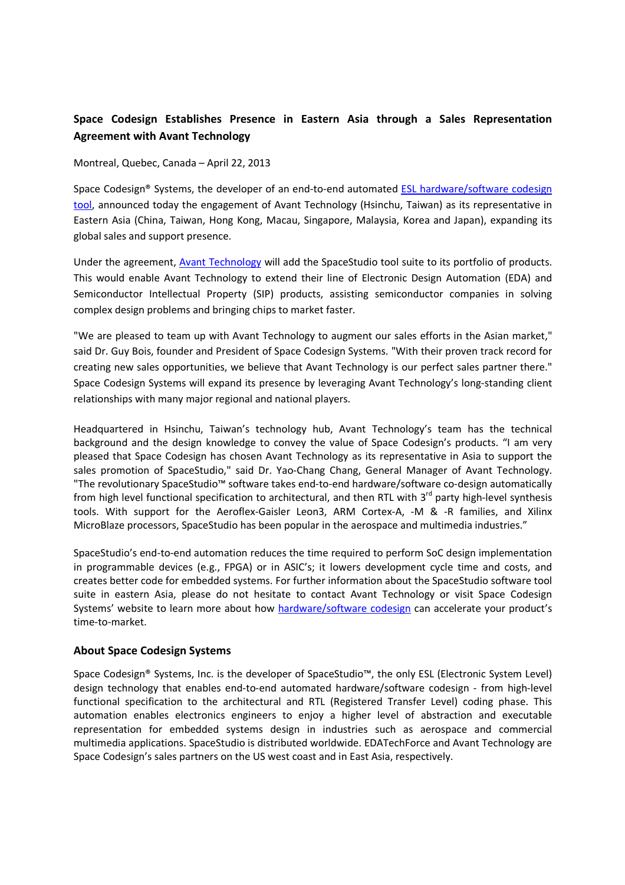## Space Codesign Establishes Presence in Eastern Asia through a Sales Representation Agreement with Avant Technology

Montreal, Quebec, Canada – April 22, 2013

Space Codesign® Systems, the developer of an end-to-end automated ESL hardware/software codesign tool, announced today the engagement of Avant Technology (Hsinchu, Taiwan) as its representative in Eastern Asia (China, Taiwan, Hong Kong, Macau, Singapore, Malaysia, Korea and Japan), expanding its global sales and support presence.

Under the agreement, Avant Technology will add the SpaceStudio tool suite to its portfolio of products. This would enable Avant Technology to extend their line of Electronic Design Automation (EDA) and Semiconductor Intellectual Property (SIP) products, assisting semiconductor companies in solving complex design problems and bringing chips to market faster.

"We are pleased to team up with Avant Technology to augment our sales efforts in the Asian market," said Dr. Guy Bois, founder and President of Space Codesign Systems. "With their proven track record for creating new sales opportunities, we believe that Avant Technology is our perfect sales partner there." Space Codesign Systems will expand its presence by leveraging Avant Technology's long-standing client relationships with many major regional and national players.

Headquartered in Hsinchu, Taiwan's technology hub, Avant Technology's team has the technical background and the design knowledge to convey the value of Space Codesign's products. "I am very pleased that Space Codesign has chosen Avant Technology as its representative in Asia to support the sales promotion of SpaceStudio," said Dr. Yao-Chang Chang, General Manager of Avant Technology. "The revolutionary SpaceStudio™ software takes end-to-end hardware/software co-design automatically from high level functional specification to architectural, and then RTL with 3rd party high-level synthesis tools. With support for the Aeroflex-Gaisler Leon3, ARM Cortex-A, -M & -R families, and Xilinx MicroBlaze processors, SpaceStudio has been popular in the aerospace and multimedia industries."

SpaceStudio's end-to-end automation reduces the time required to perform SoC design implementation in programmable devices (e.g., FPGA) or in ASIC's; it lowers development cycle time and costs, and creates better code for embedded systems. For further information about the SpaceStudio software tool suite in eastern Asia, please do not hesitate to contact Avant Technology or visit Space Codesign Systems' website to learn more about how hardware/software codesign can accelerate your product's time-to-market.

### About Space Codesign Systems

Space Codesign® Systems, Inc. is the developer of SpaceStudio™, the only ESL (Electronic System Level) design technology that enables end-to-end automated hardware/software codesign - from high-level functional specification to the architectural and RTL (Registered Transfer Level) coding phase. This automation enables electronics engineers to enjoy a higher level of abstraction and executable representation for embedded systems design in industries such as aerospace and commercial multimedia applications. SpaceStudio is distributed worldwide. EDATechForce and Avant Technology are Space Codesign's sales partners on the US west coast and in East Asia, respectively.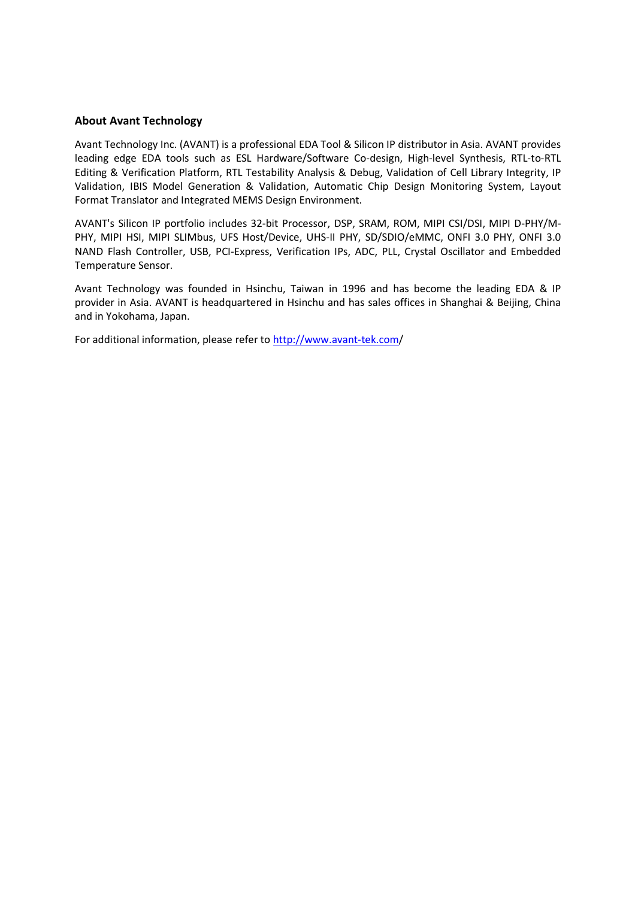### About Avant Technology

Avant Technology Inc. (AVANT) is a professional EDA Tool & Silicon IP distributor in Asia. AVANT provides leading edge EDA tools such as ESL Hardware/Software Co-design, High-level Synthesis, RTL-to-RTL Editing & Verification Platform, RTL Testability Analysis & Debug, Validation of Cell Library Integrity, IP Validation, IBIS Model Generation & Validation, Automatic Chip Design Monitoring System, Layout Format Translator and Integrated MEMS Design Environment.

AVANT's Silicon IP portfolio includes 32-bit Processor, DSP, SRAM, ROM, MIPI CSI/DSI, MIPI D-PHY/M-PHY, MIPI HSI, MIPI SLIMbus, UFS Host/Device, UHS-II PHY, SD/SDIO/eMMC, ONFI 3.0 PHY, ONFI 3.0 NAND Flash Controller, USB, PCI-Express, Verification IPs, ADC, PLL, Crystal Oscillator and Embedded Temperature Sensor.

Avant Technology was founded in Hsinchu, Taiwan in 1996 and has become the leading EDA & IP provider in Asia. AVANT is headquartered in Hsinchu and has sales offices in Shanghai & Beijing, China and in Yokohama, Japan.

For additional information, please refer to [http://www.avant-tek.com](http://www.avant-tek.com)/